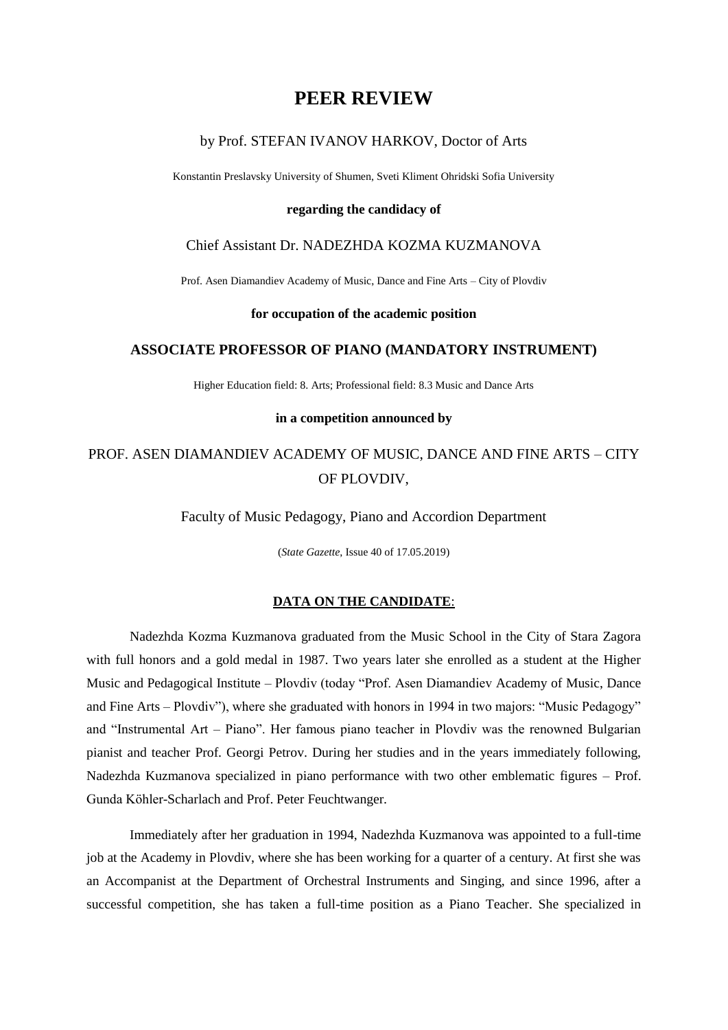# PEER REVIEW

by Prof. STEFAN IVANOV HARKOV, Doctor of Arts

Konstantin Preslavsky University of Shumen, Sveti Kliment Ohridski Sofia University

**regarding the candidacy of**

Chief Assistant Dr. NADEZHDA KOZMA KUZMANOVA

Prof. Asen Diamandiev Academy of Music, Dance and Fine Arts – City of Plovdiv

**for occupation of the academic position**

**ASSOCIATE PROFESSOR OF PIANO (MANDATORY INSTRUMENT)**

Higher Education field: 8. Arts; Professional field: 8.3 Music and Dance Arts

**in a competition announced by**

PROF. ASEN DIAMANDIEV ACADEMY OF MUSIC, DANCE AND FINE ARTS – CITY OF PLOVDIV,

Faculty of Music Pedagogy, Piano and Accordion Department

(*State Gazette*, Issue 40 of 17.05.2019)

**DATA ON THE CANDIDATE**:

Nadezhda Kozma Kuzmanova graduated from the Music School in the City of Stara Zagora with full honors and a gold medal in 1987. Two years later she enrolled as a student at the Higher Music and Pedagogical Institute – Plovdiv (today "Prof. Asen Diamandiev Academy of Music, Dance and Fine Arts – Plovdiv"), where she graduated with honors in 1994 in two majors: "Music Pedagogy" and "Instrumental Art – Piano". Her famous piano teacher in Plovdiv was the renowned Bulgarian pianist and teacher Prof. Georgi Petrov. During her studies and in the years immediately following, Nadezhda Kuzmanova specialized in piano performance with two other emblematic figures – Prof. Gunda Köhler-Scharlach and Prof. Peter Feuchtwanger.

Immediately after her graduation in 1994, Nadezhda Kuzmanova was appointed to a full-time job at the Academy in Plovdiv, where she has been working for a quarter of a century. At first she was an Accompanist at the Department of Orchestral Instruments and Singing, and since 1996, after a successful competition, she has taken a full-time position as a Piano Teacher. She specialized in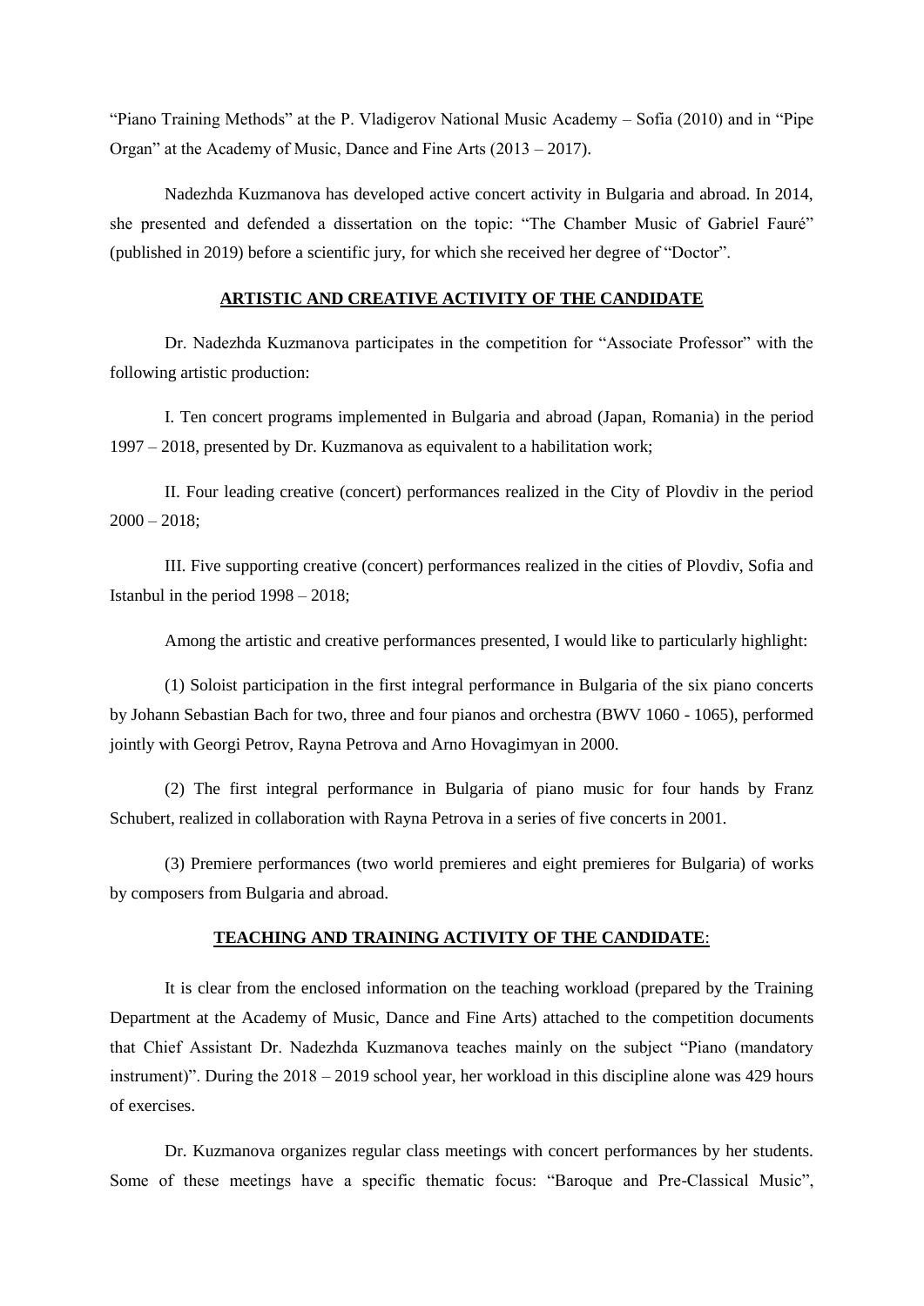"Piano Training Methods" at the P. Vladigerov National Music Academy – Sofia (2010) and in "Pipe Organ" at the Academy of Music, Dance and Fine Arts (2013 – 2017).

Nadezhda Kuzmanova has developed active concert activity in Bulgaria and abroad. In 2014, she presented and defended a dissertation on the topic: "The Chamber Music of Gabriel Fauré" (published in 2019) before a scientific jury, for which she received her degree of "Doctor".

## ARTISTIC AND CREATIVE ACTIVITY OF THE CANDIDATE

Dr. Nadezhda Kuzmanova participates in the competition for "Associate Professor" with the following artistic production:

I. Ten concert programs implemented in Bulgaria and abroad (Japan, Romania) in the period 1997 – 2018, presented by Dr. Kuzmanova as equivalent to a habilitation work;

II. Four leading creative (concert) performances realized in the City of Plovdiv in the period 2000 – 2018;

III. Five supporting creative (concert) performances realized in the cities of Plovdiv, Sofia and Istanbul in the period 1998 – 2018;

Among the artistic and creative performances presented, I would like to particularly highlight:

(1) Soloist participation in the first integral performance in Bulgaria of the six piano concerts by Johann Sebastian Bach for two, three and four pianos and orchestra (BWV 1060 - 1065), performed jointly with Georgi Petrov, Rayna Petrova and Arno Hovagimyan in 2000.

(2) The first integral performance in Bulgaria of piano music for four hands by Franz Schubert, realized in collaboration with Rayna Petrova in a series of five concerts in 2001.

(3) Premiere performances (two world premieres and eight premieres for Bulgaria) of works by composers from Bulgaria and abroad.

## TEACHING AND TRAINING ACTIVITY OF THE CANDIDATE:

It is clear from the enclosed information on the teaching workload (prepared by the Training Department at the Academy of Music, Dance and Fine Arts) attached to the competition documents that Chief Assistant Dr. Nadezhda Kuzmanova teaches mainly on the subject "Piano (mandatory instrument)". During the 2018 – 2019 school year, her workload in this discipline alone was 429 hours of exercises.

Dr. Kuzmanova organizes regular class meetings with concert performances by her students. Some of these meetings have a specific thematic focus: "Baroque and Pre-Classical Music",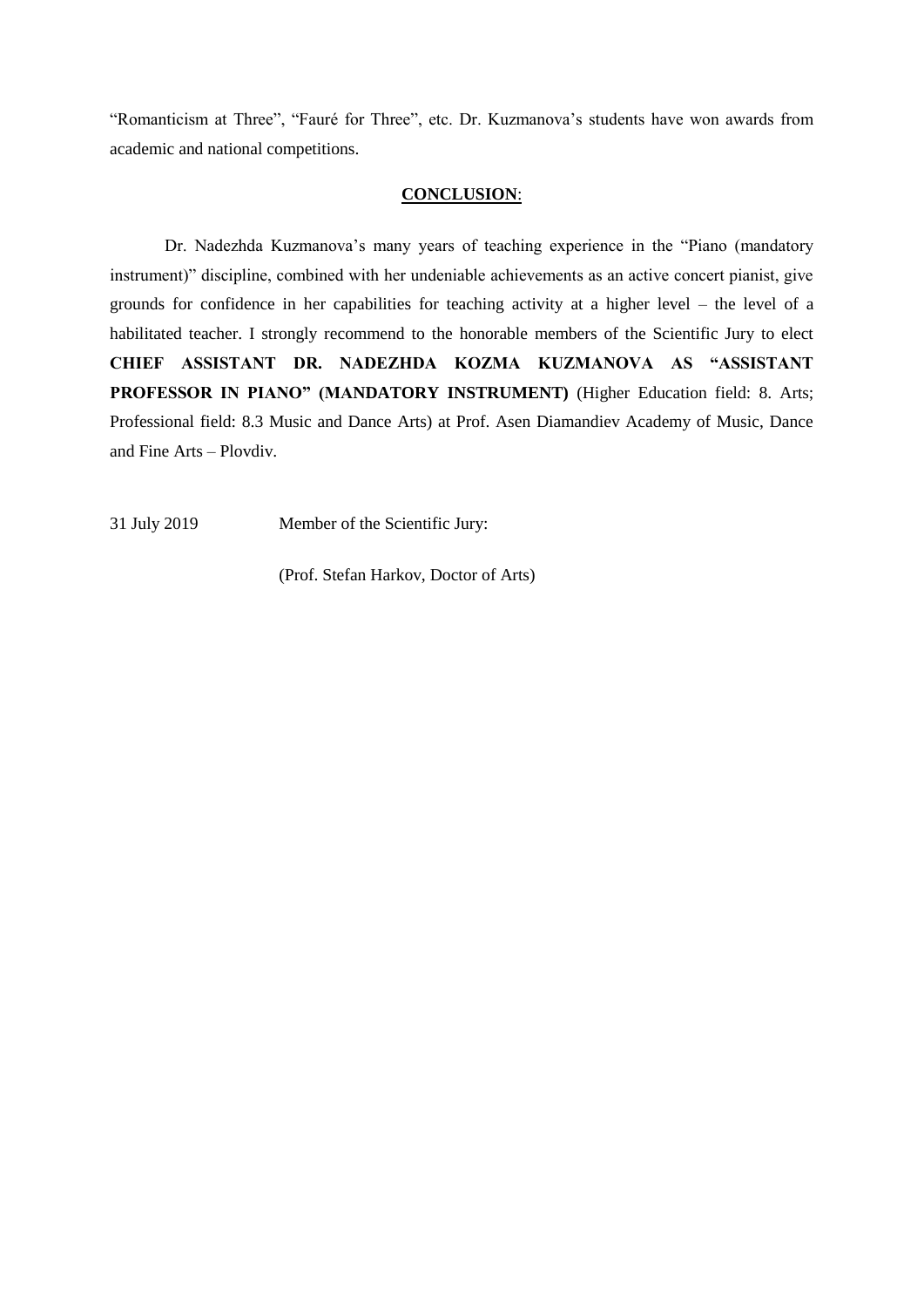“Romanticism at Three”, “Fauré for Three”, etc. Dr. Kuzmanova’s students have won awards from academic and national competitions.

## CONCLUSION:

Dr. Nadezhda Kuzmanova’s many years of teaching experience in the “Piano (mandatory instrument)” discipline, combined with her undeniable achievements as an active concert pianist, give grounds for confidence in her capabilities for teaching activity at a higher level – the level of a habilitated teacher. I strongly recommend to the honorable members of the Scientific Jury to elect **CHIEF ASSISTANT DR. NADEZHDA KOZMA KUZMANOVA AS “ASSISTANT PROFESSOR IN PIANO” (MANDATORY INSTRUMENT)** (Higher Education field: 8. Arts; Professional field: 8.3 Music and Dance Arts) at Prof. Asen Diamandiev Academy of Music, Dance and Fine Arts – Plovdiv.

31 July 2019 Member of the Scientific Jury:

(Prof. Stefan Harkov, Doctor of Arts)